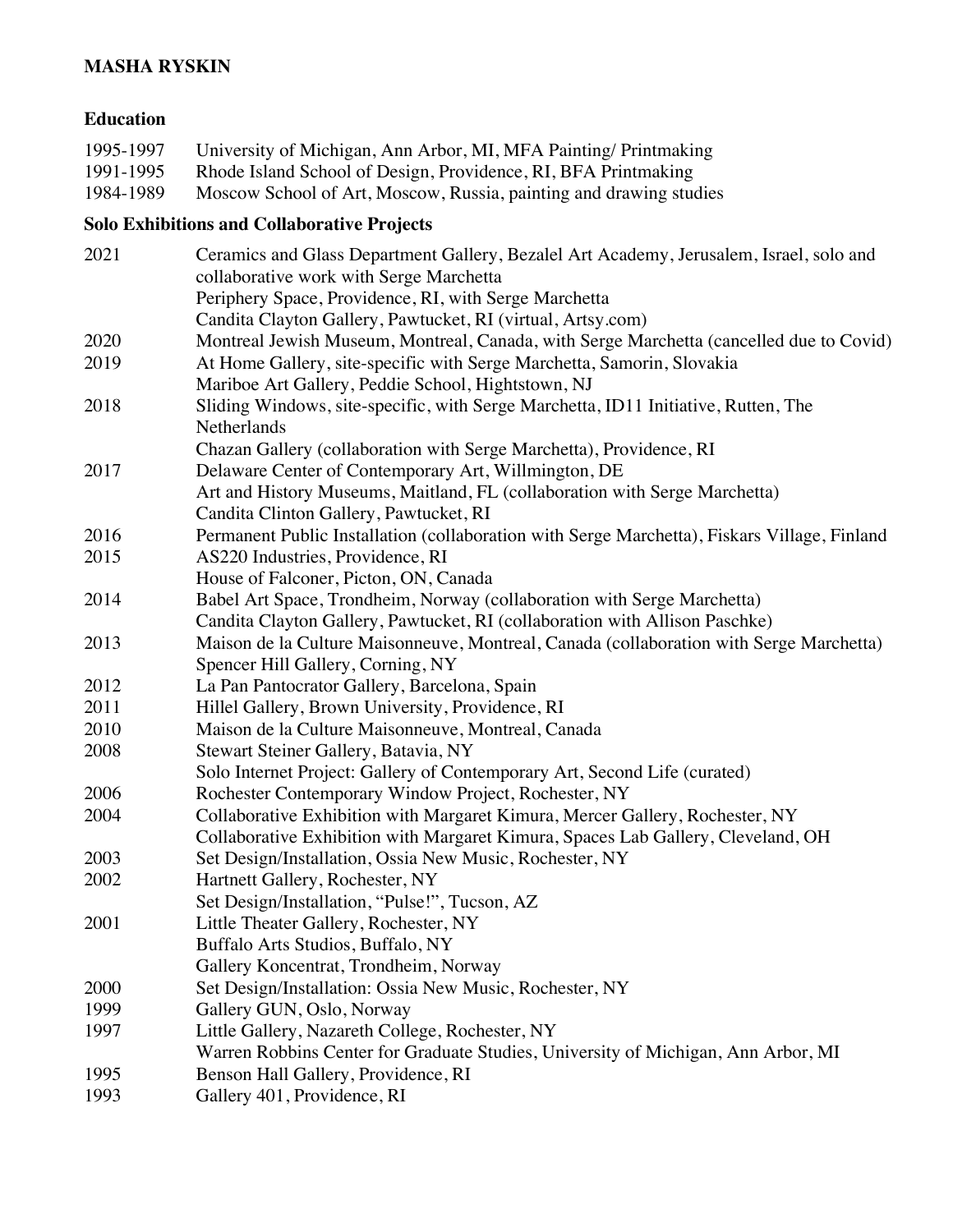# MASHA RYSKIN

## Education

| | |
|---|---|
| 1995-1997 | University of Michigan, Ann Arbor, MI, MFA Painting/ Printmaking |
| 1991-1995 | Rhode Island School of Design, Providence, RI, BFA Printmaking |
| 1984-1989 | Moscow School of Art, Moscow, Russia, painting and drawing studies |

## Solo Exhibitions and Collaborative Projects

| | |
|---|---|
| 2021 | Ceramics and Glass Department Gallery, Bezalel Art Academy, Jerusalem, Israel, solo and collaborative work with Serge Marchetta |
| | Periphery Space, Providence, RI, with Serge Marchetta |
| | Candita Clayton Gallery, Pawtucket, RI (virtual, Artsy.com) |
| 2020 | Montreal Jewish Museum, Montreal, Canada, with Serge Marchetta (cancelled due to Covid) |
| 2019 | At Home Gallery, site-specific with Serge Marchetta, Samorin, Slovakia |
| | Mariboe Art Gallery, Peddie School, Hightstown, NJ |
| 2018 | Sliding Windows, site-specific, with Serge Marchetta, ID11 Initiative, Rutten, The Netherlands |
| | Chazan Gallery (collaboration with Serge Marchetta), Providence, RI |
| 2017 | Delaware Center of Contemporary Art, Willmington, DE |
| | Art and History Museums, Maitland, FL (collaboration with Serge Marchetta) |
| | Candita Clinton Gallery, Pawtucket, RI |
| 2016 | Permanent Public Installation (collaboration with Serge Marchetta), Fiskars Village, Finland |
| 2015 | AS220 Industries, Providence, RI |
| | House of Falconer, Picton, ON, Canada |
| 2014 | Babel Art Space, Trondheim, Norway (collaboration with Serge Marchetta) |
| | Candita Clayton Gallery, Pawtucket, RI (collaboration with Allison Paschke) |
| 2013 | Maison de la Culture Maisonneuve, Montreal, Canada (collaboration with Serge Marchetta) |
| | Spencer Hill Gallery, Corning, NY |
| 2012 | La Pan Pantocrator Gallery, Barcelona, Spain |
| 2011 | Hillel Gallery, Brown University, Providence, RI |
| 2010 | Maison de la Culture Maisonneuve, Montreal, Canada |
| 2008 | Stewart Steiner Gallery, Batavia, NY |
| | Solo Internet Project: Gallery of Contemporary Art, Second Life (curated) |
| 2006 | Rochester Contemporary Window Project, Rochester, NY |
| 2004 | Collaborative Exhibition with Margaret Kimura, Mercer Gallery, Rochester, NY |
| | Collaborative Exhibition with Margaret Kimura, Spaces Lab Gallery, Cleveland, OH |
| 2003 | Set Design/Installation, Ossia New Music, Rochester, NY |
| 2002 | Hartnett Gallery, Rochester, NY |
| | Set Design/Installation, "Pulse!", Tucson, AZ |
| 2001 | Little Theater Gallery, Rochester, NY |
| | Buffalo Arts Studios, Buffalo, NY |
| | Gallery Koncentrat, Trondheim, Norway |
| 2000 | Set Design/Installation: Ossia New Music, Rochester, NY |
| 1999 | Gallery GUN, Oslo, Norway |
| 1997 | Little Gallery, Nazareth College, Rochester, NY |
| | Warren Robbins Center for Graduate Studies, University of Michigan, Ann Arbor, MI |
| 1995 | Benson Hall Gallery, Providence, RI |
| 1993 | Gallery 401, Providence, RI |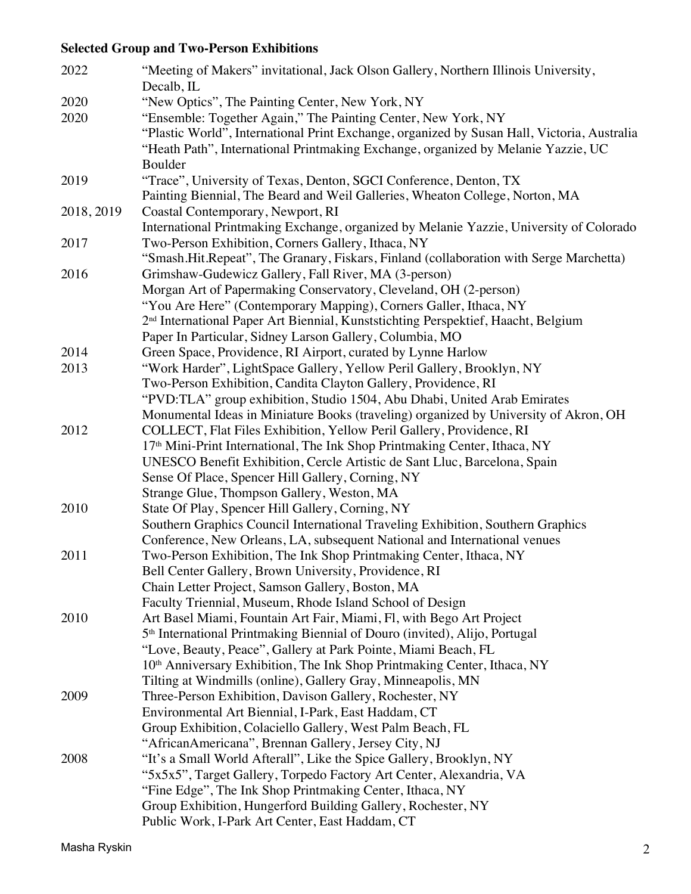## Selected Group and Two-Person Exhibitions

| | |
|---|---|
| 2022 | "Meeting of Makers" invitational, Jack Olson Gallery, Northern Illinois University, Decalb, IL |
| 2020 | "New Optics", The Painting Center, New York, NY |
| 2020 | "Ensemble: Together Again," The Painting Center, New York, NY |
| | "Plastic World", International Print Exchange, organized by Susan Hall, Victoria, Australia |
| | "Heath Path", International Printmaking Exchange, organized by Melanie Yazzie, UC Boulder |
| 2019 | "Trace", University of Texas, Denton, SGCI Conference, Denton, TX |
| | Painting Biennial, The Beard and Weil Galleries, Wheaton College, Norton, MA |
| 2018, 2019 | Coastal Contemporary, Newport, RI |
| | International Printmaking Exchange, organized by Melanie Yazzie, University of Colorado |
| 2017 | Two-Person Exhibition, Corners Gallery, Ithaca, NY |
| | "Smash.Hit.Repeat", The Granary, Fiskars, Finland (collaboration with Serge Marchetta) |
| 2016 | Grimshaw-Gudewicz Gallery, Fall River, MA (3-person) |
| | Morgan Art of Papermaking Conservatory, Cleveland, OH (2-person) |
| | "You Are Here" (Contemporary Mapping), Corners Galler, Ithaca, NY |
| | 2nd International Paper Art Biennial, Kunststichting Perspektief, Haacht, Belgium |
| | Paper In Particular, Sidney Larson Gallery, Columbia, MO |
| 2014 | Green Space, Providence, RI Airport, curated by Lynne Harlow |
| 2013 | "Work Harder", LightSpace Gallery, Yellow Peril Gallery, Brooklyn, NY |
| | Two-Person Exhibition, Candita Clayton Gallery, Providence, RI |
| | "PVD:TLA" group exhibition, Studio 1504, Abu Dhabi, United Arab Emirates |
| | Monumental Ideas in Miniature Books (traveling) organized by University of Akron, OH |
| 2012 | COLLECT, Flat Files Exhibition, Yellow Peril Gallery, Providence, RI |
| | 17th Mini-Print International, The Ink Shop Printmaking Center, Ithaca, NY |
| | UNESCO Benefit Exhibition, Cercle Artistic de Sant Lluc, Barcelona, Spain |
| | Sense Of Place, Spencer Hill Gallery, Corning, NY |
| | Strange Glue, Thompson Gallery, Weston, MA |
| 2010 | State Of Play, Spencer Hill Gallery, Corning, NY |
| | Southern Graphics Council International Traveling Exhibition, Southern Graphics Conference, New Orleans, LA, subsequent National and International venues |
| 2011 | Two-Person Exhibition, The Ink Shop Printmaking Center, Ithaca, NY |
| | Bell Center Gallery, Brown University, Providence, RI |
| | Chain Letter Project, Samson Gallery, Boston, MA |
| | Faculty Triennial, Museum, Rhode Island School of Design |
| 2010 | Art Basel Miami, Fountain Art Fair, Miami, Fl, with Bego Art Project |
| | 5th International Printmaking Biennial of Douro (invited), Alijo, Portugal |
| | "Love, Beauty, Peace", Gallery at Park Pointe, Miami Beach, FL |
| | 10th Anniversary Exhibition, The Ink Shop Printmaking Center, Ithaca, NY |
| | Tilting at Windmills (online), Gallery Gray, Minneapolis, MN |
| 2009 | Three-Person Exhibition, Davison Gallery, Rochester, NY |
| | Environmental Art Biennial, I-Park, East Haddam, CT |
| | Group Exhibition, Colaciello Gallery, West Palm Beach, FL |
| | "AfricanAmericana", Brennan Gallery, Jersey City, NJ |
| 2008 | "It's a Small World Afterall", Like the Spice Gallery, Brooklyn, NY |
| | "5x5x5", Target Gallery, Torpedo Factory Art Center, Alexandria, VA |
| | "Fine Edge", The Ink Shop Printmaking Center, Ithaca, NY |
| | Group Exhibition, Hungerford Building Gallery, Rochester, NY |
| | Public Work, I-Park Art Center, East Haddam, CT |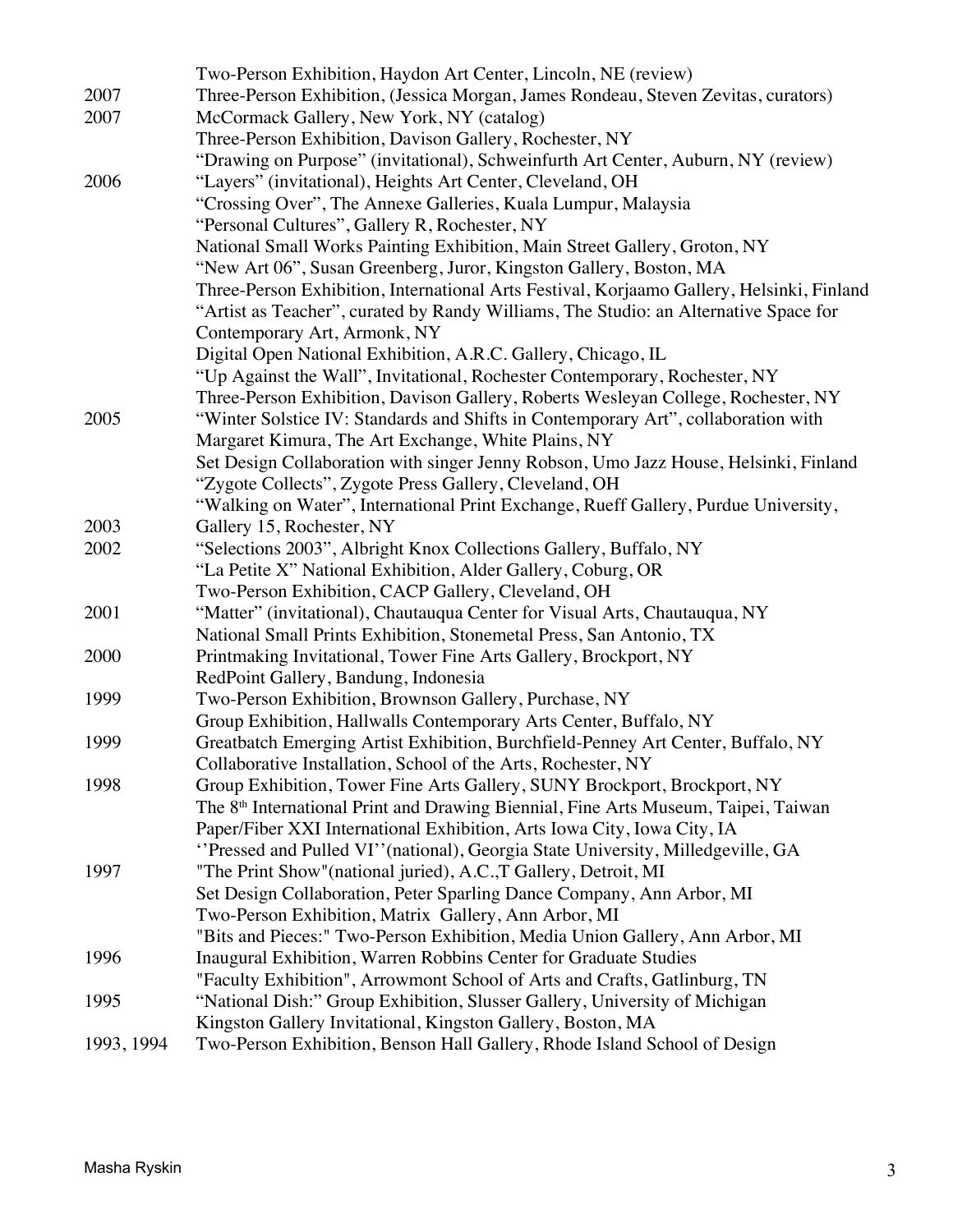| | |
|---|---|
| | Two-Person Exhibition, Haydon Art Center, Lincoln, NE (review) |
| 2007 | Three-Person Exhibition, (Jessica Morgan, James Rondeau, Steven Zevitas, curators) |
| 2007 | McCormack Gallery, New York, NY (catalog) |
| | Three-Person Exhibition, Davison Gallery, Rochester, NY |
| | "Drawing on Purpose" (invitational), Schweinfurth Art Center, Auburn, NY (review) |
| 2006 | "Layers" (invitational), Heights Art Center, Cleveland, OH |
| | "Crossing Over", The Annexe Galleries, Kuala Lumpur, Malaysia |
| | "Personal Cultures", Gallery R, Rochester, NY |
| | National Small Works Painting Exhibition, Main Street Gallery, Groton, NY |
| | "New Art 06", Susan Greenberg, Juror, Kingston Gallery, Boston, MA |
| | Three-Person Exhibition, International Arts Festival, Korjaamo Gallery, Helsinki, Finland |
| | "Artist as Teacher", curated by Randy Williams, The Studio: an Alternative Space for Contemporary Art, Armonk, NY |
| | Digital Open National Exhibition, A.R.C. Gallery, Chicago, IL |
| | "Up Against the Wall", Invitational, Rochester Contemporary, Rochester, NY |
| | Three-Person Exhibition, Davison Gallery, Roberts Wesleyan College, Rochester, NY |
| 2005 | "Winter Solstice IV: Standards and Shifts in Contemporary Art", collaboration with Margaret Kimura, The Art Exchange, White Plains, NY |
| | Set Design Collaboration with singer Jenny Robson, Umo Jazz House, Helsinki, Finland |
| | "Zygote Collects", Zygote Press Gallery, Cleveland, OH |
| | "Walking on Water", International Print Exchange, Rueff Gallery, Purdue University, |
| 2003 | Gallery 15, Rochester, NY |
| 2002 | "Selections 2003", Albright Knox Collections Gallery, Buffalo, NY |
| | "La Petite X" National Exhibition, Alder Gallery, Coburg, OR |
| | Two-Person Exhibition, CACP Gallery, Cleveland, OH |
| 2001 | "Matter" (invitational), Chautauqua Center for Visual Arts, Chautauqua, NY |
| | National Small Prints Exhibition, Stonemetal Press, San Antonio, TX |
| 2000 | Printmaking Invitational, Tower Fine Arts Gallery, Brockport, NY |
| | RedPoint Gallery, Bandung, Indonesia |
| 1999 | Two-Person Exhibition, Brownson Gallery, Purchase, NY |
| | Group Exhibition, Hallwalls Contemporary Arts Center, Buffalo, NY |
| 1999 | Greatbatch Emerging Artist Exhibition, Burchfield-Penney Art Center, Buffalo, NY |
| | Collaborative Installation, School of the Arts, Rochester, NY |
| 1998 | Group Exhibition, Tower Fine Arts Gallery, SUNY Brockport, Brockport, NY |
| | The 8th International Print and Drawing Biennial, Fine Arts Museum, Taipei, Taiwan |
| | Paper/Fiber XXI International Exhibition, Arts Iowa City, Iowa City, IA |
| | ''Pressed and Pulled VI''(national), Georgia State University, Milledgeville, GA |
| 1997 | "The Print Show"(national juried), A.C.,T Gallery, Detroit, MI |
| | Set Design Collaboration, Peter Sparling Dance Company, Ann Arbor, MI |
| | Two-Person Exhibition, Matrix Gallery, Ann Arbor, MI |
| | "Bits and Pieces:" Two-Person Exhibition, Media Union Gallery, Ann Arbor, MI |
| 1996 | Inaugural Exhibition, Warren Robbins Center for Graduate Studies |
| | "Faculty Exhibition", Arrowmont School of Arts and Crafts, Gatlinburg, TN |
| 1995 | "National Dish:" Group Exhibition, Slusser Gallery, University of Michigan |
| | Kingston Gallery Invitational, Kingston Gallery, Boston, MA |
| 1993, 1994 | Two-Person Exhibition, Benson Hall Gallery, Rhode Island School of Design |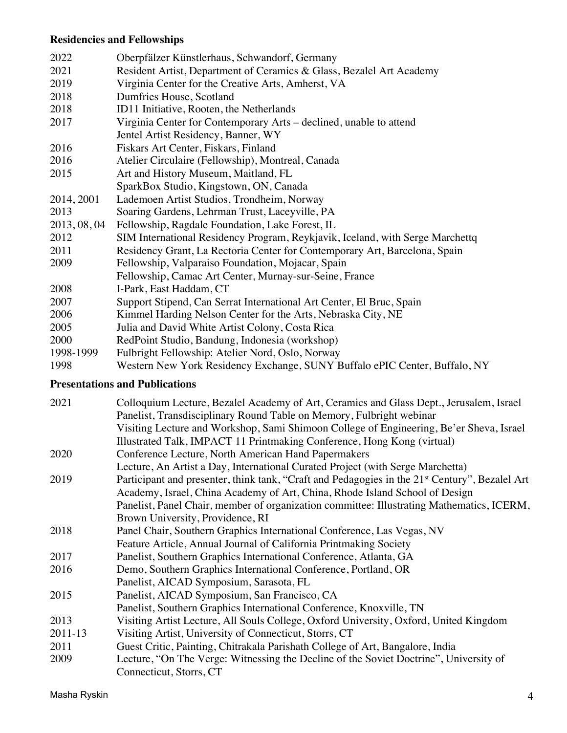**Residencies and Fellowships**

| | |
|---|---|
| 2022 | Oberpfälzer Künstlerhaus, Schwandorf, Germany |
| 2021 | Resident Artist, Department of Ceramics & Glass, Bezalel Art Academy |
| 2019 | Virginia Center for the Creative Arts, Amherst, VA |
| 2018 | Dumfries House, Scotland |
| 2018 | ID11 Initiative, Rooten, the Netherlands |
| 2017 | Virginia Center for Contemporary Arts – declined, unable to attend |
| | Jentel Artist Residency, Banner, WY |
| 2016 | Fiskars Art Center, Fiskars, Finland |
| 2016 | Atelier Circulaire (Fellowship), Montreal, Canada |
| 2015 | Art and History Museum, Maitland, FL |
| | SparkBox Studio, Kingstown, ON, Canada |
| 2014, 2001 | Lademoen Artist Studios, Trondheim, Norway |
| 2013 | Soaring Gardens, Lehrman Trust, Laceyville, PA |
| 2013, 08, 04 | Fellowship, Ragdale Foundation, Lake Forest, IL |
| 2012 | SIM International Residency Program, Reykjavik, Iceland, with Serge Marchettq |
| 2011 | Residency Grant, La Rectoria Center for Contemporary Art, Barcelona, Spain |
| 2009 | Fellowship, Valparaiso Foundation, Mojacar, Spain |
| | Fellowship, Camac Art Center, Murnay-sur-Seine, France |
| 2008 | I-Park, East Haddam, CT |
| 2007 | Support Stipend, Can Serrat International Art Center, El Bruc, Spain |
| 2006 | Kimmel Harding Nelson Center for the Arts, Nebraska City, NE |
| 2005 | Julia and David White Artist Colony, Costa Rica |
| 2000 | RedPoint Studio, Bandung, Indonesia (workshop) |
| 1998-1999 | Fulbright Fellowship: Atelier Nord, Oslo, Norway |
| 1998 | Western New York Residency Exchange, SUNY Buffalo ePIC Center, Buffalo, NY |

**Presentations and Publications**

| | |
|---|---|
| 2021 | Colloquium Lecture, Bezalel Academy of Art, Ceramics and Glass Dept., Jerusalem, Israel |
| | Panelist, Transdisciplinary Round Table on Memory, Fulbright webinar |
| | Visiting Lecture and Workshop, Sami Shimoon College of Engineering, Be'er Sheva, Israel |
| | Illustrated Talk, IMPACT 11 Printmaking Conference, Hong Kong (virtual) |
| 2020 | Conference Lecture, North American Hand Papermakers |
| | Lecture, An Artist a Day, International Curated Project (with Serge Marchetta) |
| 2019 | Participant and presenter, think tank, "Craft and Pedagogies in the 21st Century", Bezalel Art Academy, Israel, China Academy of Art, China, Rhode Island School of Design |
| | Panelist, Panel Chair, member of organization committee: Illustrating Mathematics, ICERM, Brown University, Providence, RI |
| 2018 | Panel Chair, Southern Graphics International Conference, Las Vegas, NV |
| | Feature Article, Annual Journal of California Printmaking Society |
| 2017 | Panelist, Southern Graphics International Conference, Atlanta, GA |
| 2016 | Demo, Southern Graphics International Conference, Portland, OR |
| | Panelist, AICAD Symposium, Sarasota, FL |
| 2015 | Panelist, AICAD Symposium, San Francisco, CA |
| | Panelist, Southern Graphics International Conference, Knoxville, TN |
| 2013 | Visiting Artist Lecture, All Souls College, Oxford University, Oxford, United Kingdom |
| 2011-13 | Visiting Artist, University of Connecticut, Storrs, CT |
| 2011 | Guest Critic, Painting, Chitrakala Parishath College of Art, Bangalore, India |
| 2009 | Lecture, "On The Verge: Witnessing the Decline of the Soviet Doctrine", University of Connecticut, Storrs, CT |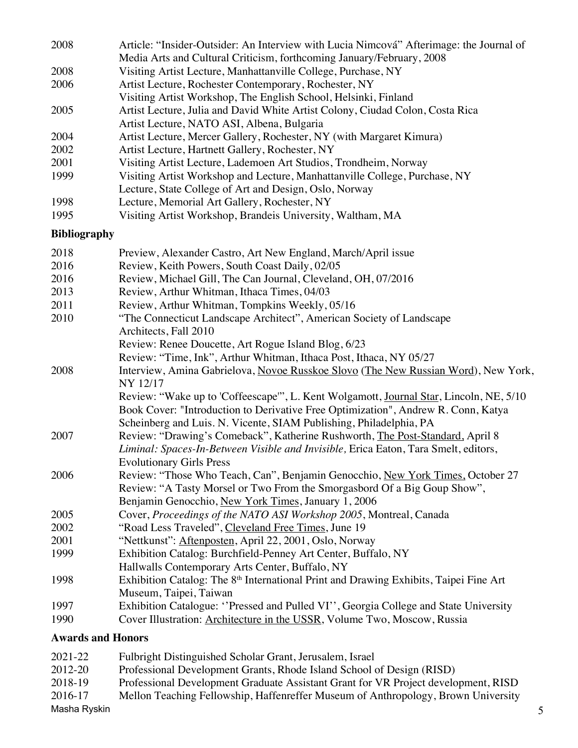2008 Article: "Insider-Outsider: An Interview with Lucia Nimcová" Afterimage: the Journal of Media Arts and Cultural Criticism, forthcoming January/February, 2008
2008 Visiting Artist Lecture, Manhattanville College, Purchase, NY
2006 Artist Lecture, Rochester Contemporary, Rochester, NY
Visiting Artist Workshop, The English School, Helsinki, Finland
2005 Artist Lecture, Julia and David White Artist Colony, Ciudad Colon, Costa Rica
Artist Lecture, NATO ASI, Albena, Bulgaria
2004 Artist Lecture, Mercer Gallery, Rochester, NY (with Margaret Kimura)
2002 Artist Lecture, Hartnett Gallery, Rochester, NY
2001 Visiting Artist Lecture, Lademoen Art Studios, Trondheim, Norway
1999 Visiting Artist Workshop and Lecture, Manhattanville College, Purchase, NY
Lecture, State College of Art and Design, Oslo, Norway
1998 Lecture, Memorial Art Gallery, Rochester, NY
1995 Visiting Artist Workshop, Brandeis University, Waltham, MA

## Bibliography

2018 Preview, Alexander Castro, Art New England, March/April issue
2016 Review, Keith Powers, South Coast Daily, 02/05
2016 Review, Michael Gill, The Can Journal, Cleveland, OH, 07/2016
2013 Review, Arthur Whitman, Ithaca Times, 04/03
2011 Review, Arthur Whitman, Tompkins Weekly, 05/16
2010 "The Connecticut Landscape Architect", American Society of Landscape Architects, Fall 2010
Review: Renee Doucette, Art Rogue Island Blog, 6/23
Review: "Time, Ink", Arthur Whitman, Ithaca Post, Ithaca, NY 05/27
2008 Interview, Amina Gabrielova, Novoe Russkoe Slovo (The New Russian Word), New York, NY 12/17
Review: "Wake up to 'Coffeescape'", L. Kent Wolgamott, Journal Star, Lincoln, NE, 5/10
Book Cover: "Introduction to Derivative Free Optimization", Andrew R. Conn, Katya Scheinberg and Luis. N. Vicente, SIAM Publishing, Philadelphia, PA
2007 Review: "Drawing's Comeback", Katherine Rushworth, The Post-Standard, April 8
*Liminal: Spaces-In-Between Visible and Invisible,* Erica Eaton, Tara Smelt, editors, Evolutionary Girls Press
2006 Review: "Those Who Teach, Can", Benjamin Genocchio, New York Times, October 27
Review: "A Tasty Morsel or Two From the Smorgasbord Of a Big Goup Show", Benjamin Genocchio, New York Times, January 1, 2006
2005 Cover, *Proceedings of the NATO ASI Workshop 2005*, Montreal, Canada
2002 "Road Less Traveled", Cleveland Free Times, June 19
2001 "Nettkunst": Aftenposten, April 22, 2001, Oslo, Norway
1999 Exhibition Catalog: Burchfield-Penney Art Center, Buffalo, NY
Hallwalls Contemporary Arts Center, Buffalo, NY
1998 Exhibition Catalog: The 8th International Print and Drawing Exhibits, Taipei Fine Art Museum, Taipei, Taiwan
1997 Exhibition Catalogue: ''Pressed and Pulled VI'', Georgia College and State University
1990 Cover Illustration: Architecture in the USSR, Volume Two, Moscow, Russia

## Awards and Honors

2021-22 Fulbright Distinguished Scholar Grant, Jerusalem, Israel
2012-20 Professional Development Grants, Rhode Island School of Design (RISD)
2018-19 Professional Development Graduate Assistant Grant for VR Project development, RISD
2016-17 Mellon Teaching Fellowship, Haffenreffer Museum of Anthropology, Brown University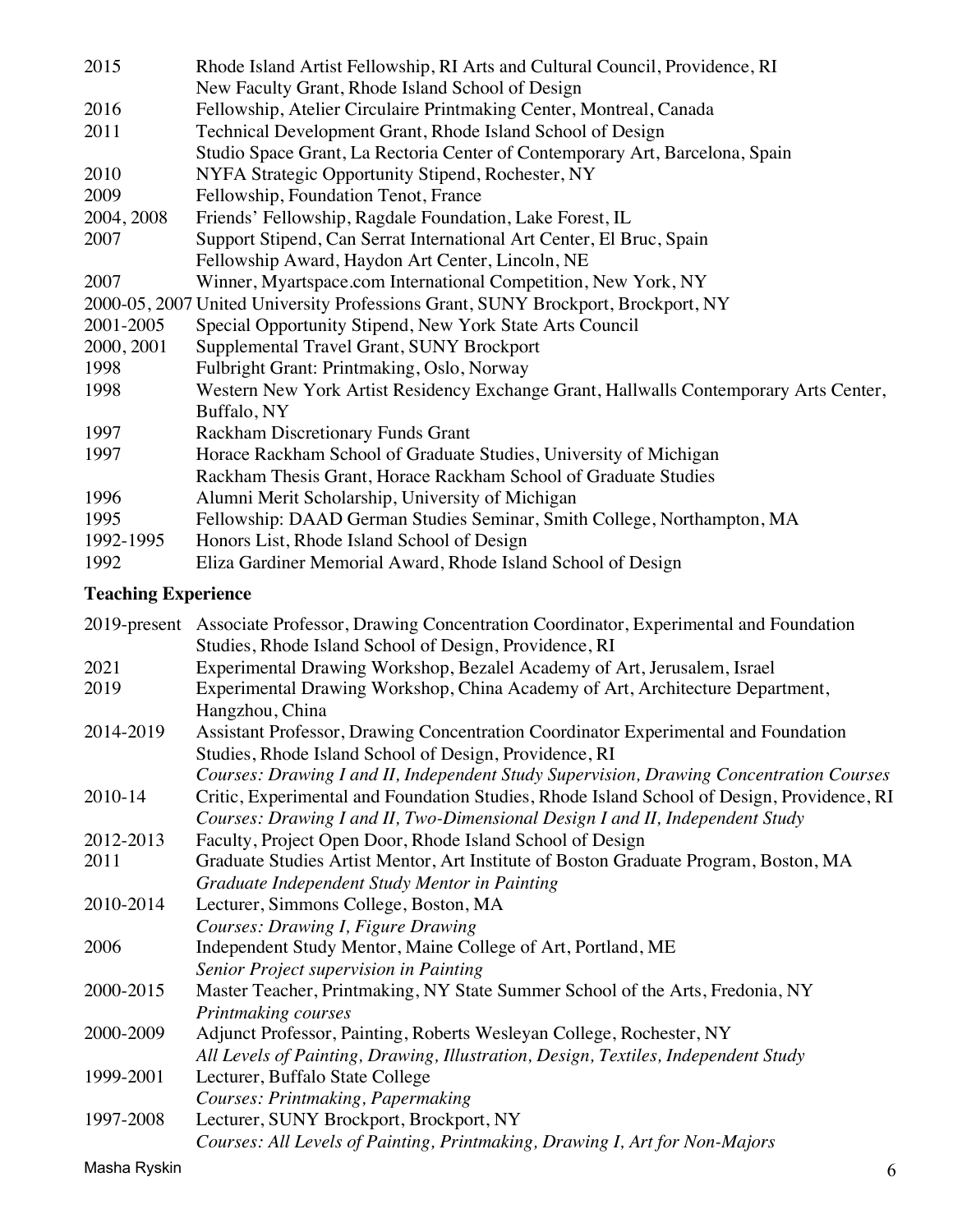| | |
|---|---|
| 2015 | Rhode Island Artist Fellowship, RI Arts and Cultural Council, Providence, RI |
| | New Faculty Grant, Rhode Island School of Design |
| 2016 | Fellowship, Atelier Circulaire Printmaking Center, Montreal, Canada |
| 2011 | Technical Development Grant, Rhode Island School of Design |
| | Studio Space Grant, La Rectoria Center of Contemporary Art, Barcelona, Spain |
| 2010 | NYFA Strategic Opportunity Stipend, Rochester, NY |
| 2009 | Fellowship, Foundation Tenot, France |
| 2004, 2008 | Friends' Fellowship, Ragdale Foundation, Lake Forest, IL |
| 2007 | Support Stipend, Can Serrat International Art Center, El Bruc, Spain |
| | Fellowship Award, Haydon Art Center, Lincoln, NE |
| 2007 | Winner, Myartspace.com International Competition, New York, NY |
| 2000-05, 2007 | United University Professions Grant, SUNY Brockport, Brockport, NY |
| 2001-2005 | Special Opportunity Stipend, New York State Arts Council |
| 2000, 2001 | Supplemental Travel Grant, SUNY Brockport |
| 1998 | Fulbright Grant: Printmaking, Oslo, Norway |
| 1998 | Western New York Artist Residency Exchange Grant, Hallwalls Contemporary Arts Center, Buffalo, NY |
| 1997 | Rackham Discretionary Funds Grant |
| 1997 | Horace Rackham School of Graduate Studies, University of Michigan |
| | Rackham Thesis Grant, Horace Rackham School of Graduate Studies |
| 1996 | Alumni Merit Scholarship, University of Michigan |
| 1995 | Fellowship: DAAD German Studies Seminar, Smith College, Northampton, MA |
| 1992-1995 | Honors List, Rhode Island School of Design |
| 1992 | Eliza Gardiner Memorial Award, Rhode Island School of Design |

## Teaching Experience

| | |
|---|---|
| 2019-present | Associate Professor, Drawing Concentration Coordinator, Experimental and Foundation Studies, Rhode Island School of Design, Providence, RI |
| 2021 | Experimental Drawing Workshop, Bezalel Academy of Art, Jerusalem, Israel |
| 2019 | Experimental Drawing Workshop, China Academy of Art, Architecture Department, Hangzhou, China |
| 2014-2019 | Assistant Professor, Drawing Concentration Coordinator Experimental and Foundation Studies, Rhode Island School of Design, Providence, RI |
| | *Courses: Drawing I and II, Independent Study Supervision, Drawing Concentration Courses* |
| 2010-14 | Critic, Experimental and Foundation Studies, Rhode Island School of Design, Providence, RI |
| | *Courses: Drawing I and II, Two-Dimensional Design I and II, Independent Study* |
| 2012-2013 | Faculty, Project Open Door, Rhode Island School of Design |
| 2011 | Graduate Studies Artist Mentor, Art Institute of Boston Graduate Program, Boston, MA |
| | *Graduate Independent Study Mentor in Painting* |
| 2010-2014 | Lecturer, Simmons College, Boston, MA |
| | *Courses: Drawing I, Figure Drawing* |
| 2006 | Independent Study Mentor, Maine College of Art, Portland, ME |
| | *Senior Project supervision in Painting* |
| 2000-2015 | Master Teacher, Printmaking, NY State Summer School of the Arts, Fredonia, NY |
| | *Printmaking courses* |
| 2000-2009 | Adjunct Professor, Painting, Roberts Wesleyan College, Rochester, NY |
| | *All Levels of Painting, Drawing, Illustration, Design, Textiles, Independent Study* |
| 1999-2001 | Lecturer, Buffalo State College |
| | *Courses: Printmaking, Papermaking* |
| 1997-2008 | Lecturer, SUNY Brockport, Brockport, NY |
| | *Courses: All Levels of Painting, Printmaking, Drawing I, Art for Non-Majors* |